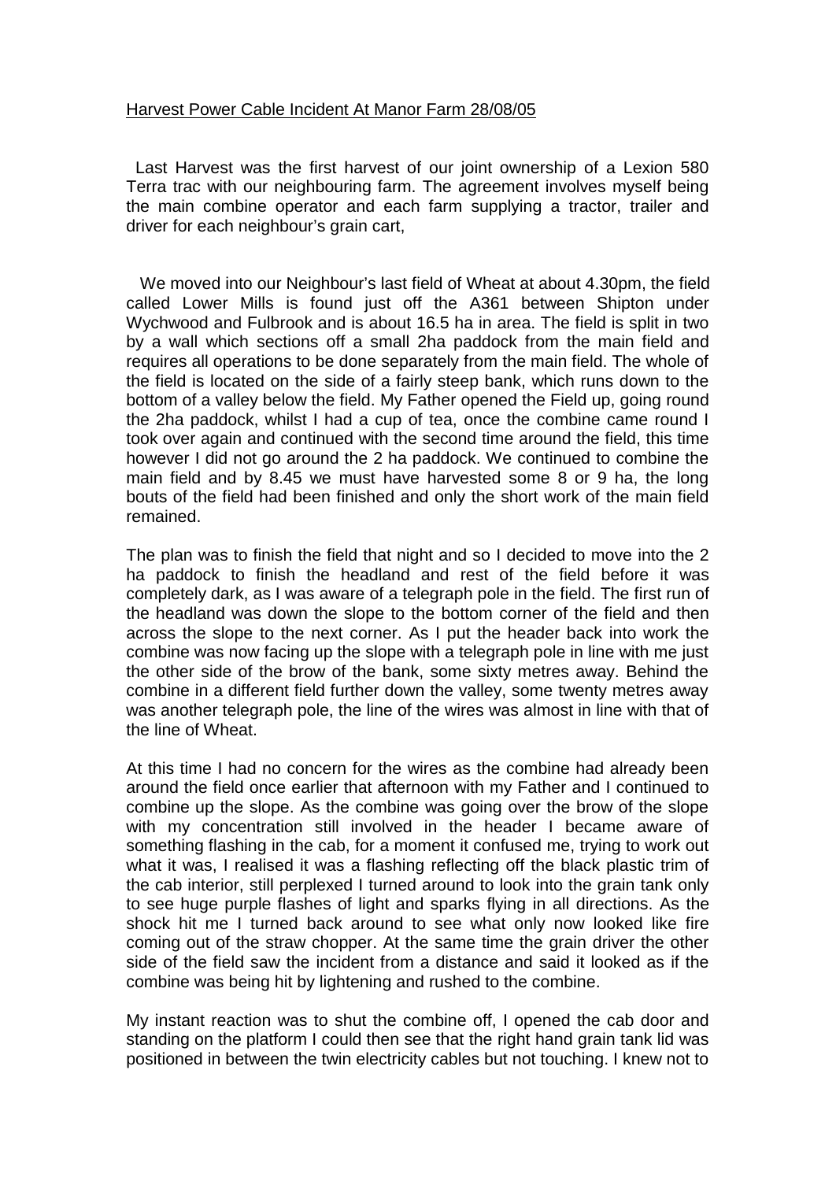Harvest Power Cable Incident At Manor Farm 28/08/05

Last Harvest was the first harvest of our joint ownership of a Lexion 580 Terra trac with our neighbouring farm. The agreement involves myself being the main combine operator and each farm supplying a tractor, trailer and driver for each neighbour's grain cart,

We moved into our Neighbour's last field of Wheat at about 4.30pm, the field called Lower Mills is found just off the A361 between Shipton under Wychwood and Fulbrook and is about 16.5 ha in area. The field is split in two by a wall which sections off a small 2ha paddock from the main field and requires all operations to be done separately from the main field. The whole of the field is located on the side of a fairly steep bank, which runs down to the bottom of a valley below the field. My Father opened the Field up, going round the 2ha paddock, whilst I had a cup of tea, once the combine came round I took over again and continued with the second time around the field, this time however I did not go around the 2 ha paddock. We continued to combine the main field and by 8.45 we must have harvested some 8 or 9 ha, the long bouts of the field had been finished and only the short work of the main field remained.

The plan was to finish the field that night and so I decided to move into the 2 ha paddock to finish the headland and rest of the field before it was completely dark, as I was aware of a telegraph pole in the field. The first run of the headland was down the slope to the bottom corner of the field and then across the slope to the next corner. As I put the header back into work the combine was now facing up the slope with a telegraph pole in line with me just the other side of the brow of the bank, some sixty metres away. Behind the combine in a different field further down the valley, some twenty metres away was another telegraph pole, the line of the wires was almost in line with that of the line of Wheat.

At this time I had no concern for the wires as the combine had already been around the field once earlier that afternoon with my Father and I continued to combine up the slope. As the combine was going over the brow of the slope with my concentration still involved in the header I became aware of something flashing in the cab, for a moment it confused me, trying to work out what it was, I realised it was a flashing reflecting off the black plastic trim of the cab interior, still perplexed I turned around to look into the grain tank only to see huge purple flashes of light and sparks flying in all directions. As the shock hit me I turned back around to see what only now looked like fire coming out of the straw chopper. At the same time the grain driver the other side of the field saw the incident from a distance and said it looked as if the combine was being hit by lightening and rushed to the combine.

My instant reaction was to shut the combine off, I opened the cab door and standing on the platform I could then see that the right hand grain tank lid was positioned in between the twin electricity cables but not touching. I knew not to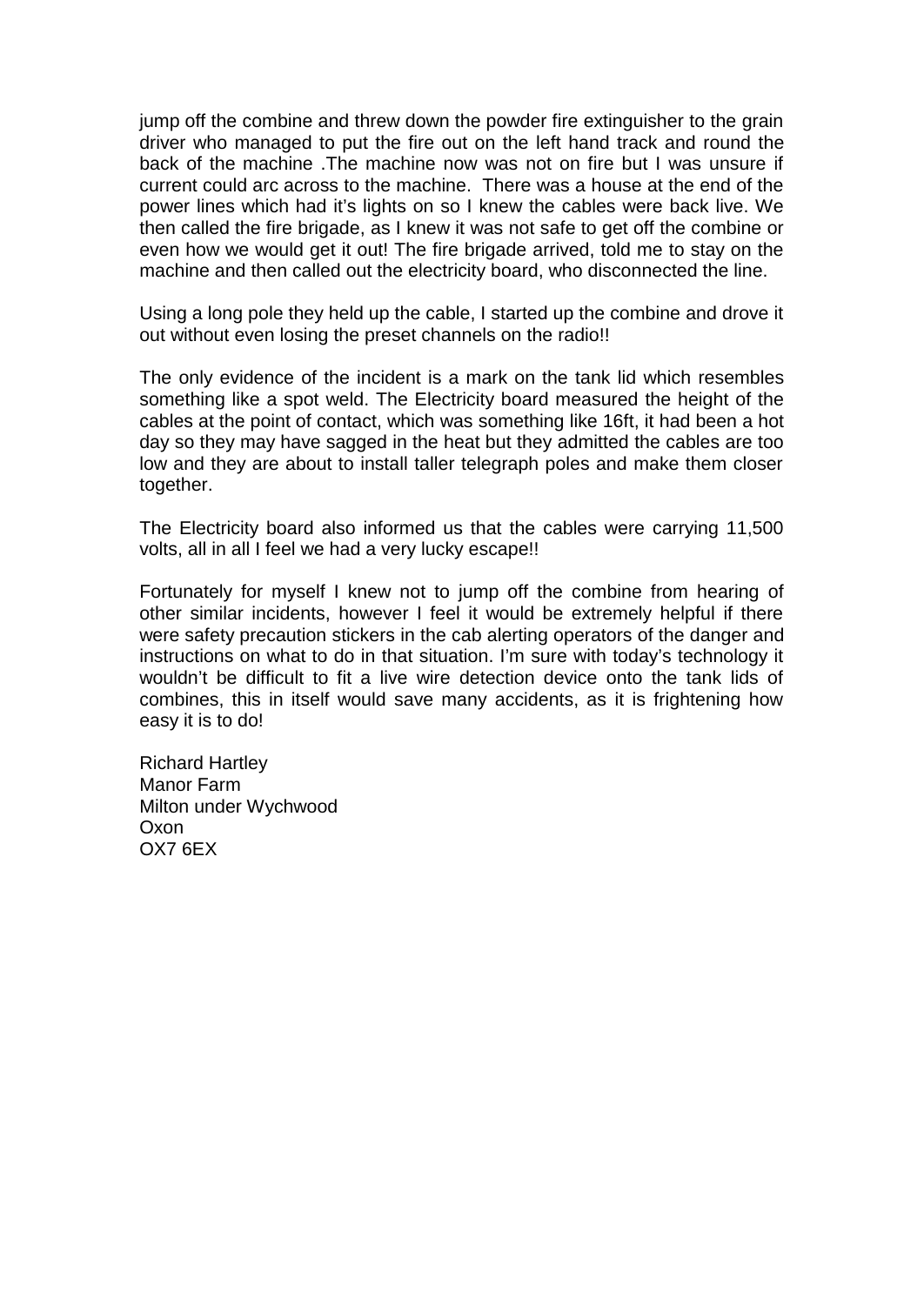jump off the combine and threw down the powder fire extinguisher to the grain driver who managed to put the fire out on the left hand track and round the back of the machine .The machine now was not on fire but I was unsure if current could arc across to the machine. There was a house at the end of the power lines which had it's lights on so I knew the cables were back live. We then called the fire brigade, as I knew it was not safe to get off the combine or even how we would get it out! The fire brigade arrived, told me to stay on the machine and then called out the electricity board, who disconnected the line.

Using a long pole they held up the cable, I started up the combine and drove it out without even losing the preset channels on the radio!!

The only evidence of the incident is a mark on the tank lid which resembles something like a spot weld. The Electricity board measured the height of the cables at the point of contact, which was something like 16ft, it had been a hot day so they may have sagged in the heat but they admitted the cables are too low and they are about to install taller telegraph poles and make them closer together.

The Electricity board also informed us that the cables were carrying 11,500 volts, all in all I feel we had a very lucky escape!!

Fortunately for myself I knew not to jump off the combine from hearing of other similar incidents, however I feel it would be extremely helpful if there were safety precaution stickers in the cab alerting operators of the danger and instructions on what to do in that situation. I'm sure with today's technology it wouldn't be difficult to fit a live wire detection device onto the tank lids of combines, this in itself would save many accidents, as it is frightening how easy it is to do!

Richard Hartley
Manor Farm
Milton under Wychwood
Oxon
OX7 6EX